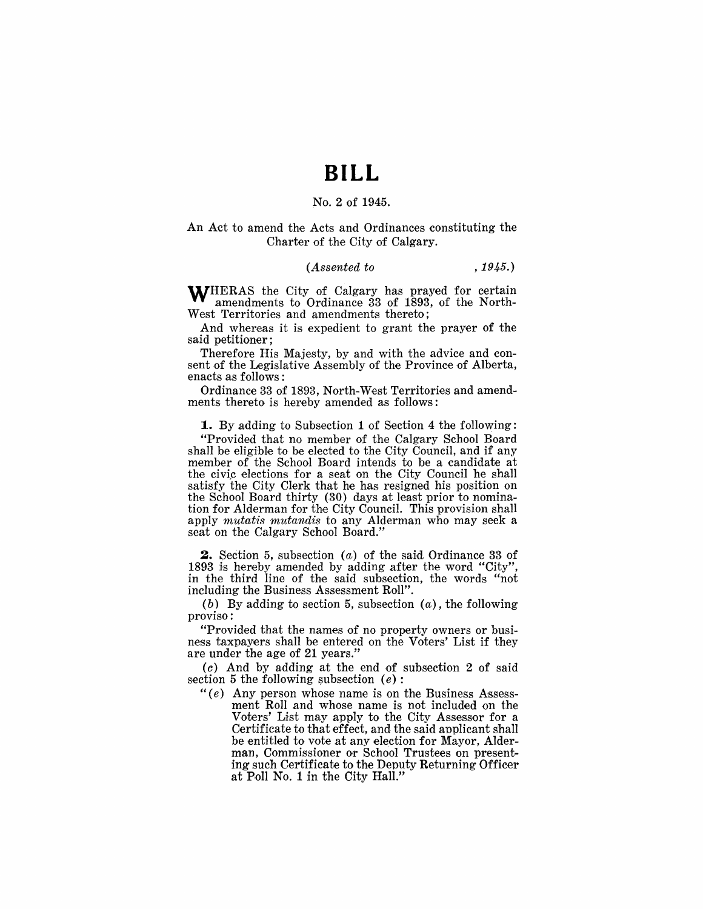# BILL

No. 2 of 1945.

An Act to amend the Acts and Ordinances constituting the Charter of the City of Calgary.

*(Assented to , 1945.)*

WHERAS the City of Calgary has prayed for certain amendments to Ordinance 33 of 1893, of the North-West Territories and amendments thereto;

And whereas it is expedient to grant the prayer of the said petitioner;

Therefore His Majesty, by and with the advice and consent of the Legislative Assembly of the Province of Alberta, enacts as follows:

Ordinance 33 of 1893, North-West Territories and amendments thereto is hereby amended as follows:

**1.** By adding to Subsection 1 of Section 4 the following:

"Provided that no member of the Calgary School Board shall be eligible to be elected to the City Council, and if any member of the School Board intends to be a candidate at the civic elections for a seat on the City Council he shall satisfy the City Clerk that he has resigned his position on the School Board thirty (30) days at least prior to nomination for Alderman for the City Council. This provision shall apply *mutatis mutandis* to any Alderman who may seek a seat on the Calgary School Board."

**2.** Section 5, subsection (*a*) of the said Ordinance 33 of 1893 is hereby amended by adding after the word "City", in the third line of the said subsection, the words "not including the Business Assessment Roll".

(*b*) By adding to section 5, subsection (*a*), the following proviso:

"Provided that the names of no property owners or business taxpayers shall be entered on the Voters' List if they are under the age of 21 years."

(*c*) And by adding at the end of subsection 2 of said section 5 the following subsection (*e*):

"(*e*) Any person whose name is on the Business Assessment Roll and whose name is not included on the Voters' List may apply to the City Assessor for a Certificate to that effect, and the said applicant shall be entitled to vote at any election for Mayor, Alderman, Commissioner or School Trustees on presenting such Certificate to the Deputy Returning Officer at Poll No. 1 in the City Hall."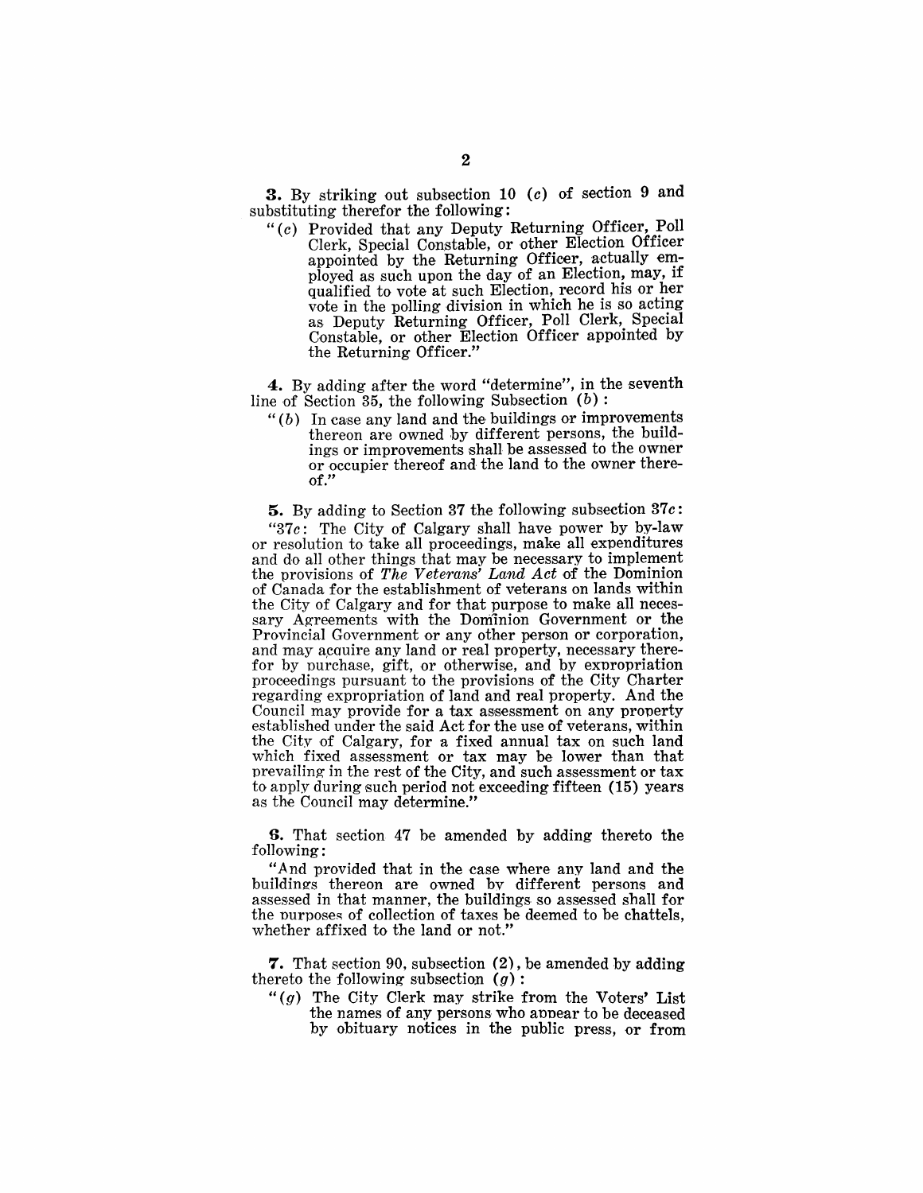**3.** By striking out subsection 10 (*c*) of section 9 and substituting therefor the following:

"(*c*) Provided that any Deputy Returning Officer, Poll Clerk, Special Constable, or other Election Officer appointed by the Returning Officer, actually employed as such upon the day of an Election, may, if qualified to vote at such Election, record his or her vote in the polling division in which he is so acting as Deputy Returning Officer, Poll Clerk, Special Constable, or other Election Officer appointed by the Returning Officer."

**4.** By adding after the word "determine", in the seventh line of Section 35, the following Subsection (*b*):

"(*b*) In case any land and the buildings or improvements thereon are owned by different persons, the buildings or improvements shall be assessed to the owner or occupier thereof and the land to the owner thereof."

**5.** By adding to Section 37 the following subsection 37*c*:

"37*c*: The City of Calgary shall have power by by-law or resolution to take all proceedings, make all expenditures and do all other things that may be necessary to implement the provisions of *The Veterans' Land Act* of the Dominion of Canada for the establishment of veterans on lands within the City of Calgary and for that purpose to make all necessary Agreements with the Dominion Government or the Provincial Government or any other person or corporation, and may acquire any land or real property, necessary therefor by purchase, gift, or otherwise, and by expropriation proceedings pursuant to the provisions of the City Charter regarding expropriation of land and real property. And the Council may provide for a tax assessment on any property established under the said Act for the use of veterans, within the City of Calgary, for a fixed annual tax on such land which fixed assessment or tax may be lower than that prevailing in the rest of the City, and such assessment or tax to apply during such period not exceeding fifteen (15) years as the Council may determine."

**6.** That section 47 be amended by adding thereto the following:

"And provided that in the case where any land and the buildings thereon are owned by different persons and assessed in that manner, the buildings so assessed shall for the purposes of collection of taxes be deemed to be chattels, whether affixed to the land or not."

**7.** That section 90, subsection (2), be amended by adding thereto the following subsection (*g*):

"(*g*) The City Clerk may strike from the Voters' List the names of any persons who appear to be deceased by obituary notices in the public press, or from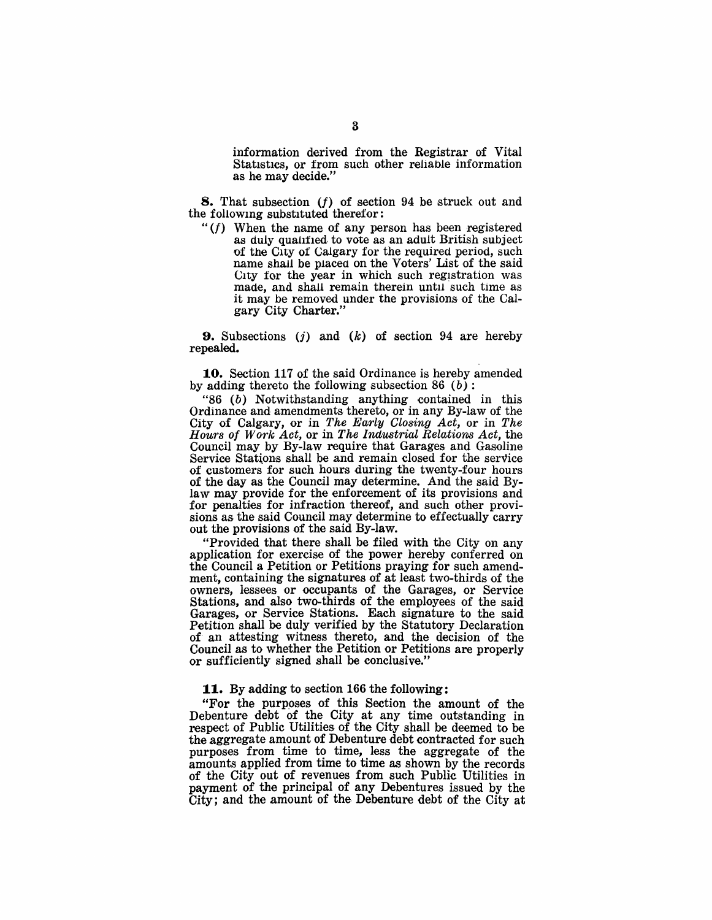information derived from the Registrar of Vital Statistics, or from such other reliable information as he may decide."

**8.** That subsection (*f*) of section 94 be struck out and the following substituted therefor:

"(*f*) When the name of any person has been registered as duly qualified to vote as an adult British subject of the City of Calgary for the required period, such name shall be placed on the Voters' List of the said City for the year in which such registration was made, and shall remain therein until such time as it may be removed under the provisions of the Calgary City Charter."

**9.** Subsections (*j*) and (*k*) of section 94 are hereby repealed.

**10.** Section 117 of the said Ordinance is hereby amended by adding thereto the following subsection 86 (*b*):

"86 (*b*) Notwithstanding anything contained in this Ordinance and amendments thereto, or in any By-law of the City of Calgary, or in *The Early Closing Act*, or in *The Hours of Work Act*, or in *The Industrial Relations Act*, the Council may by By-law require that Garages and Gasoline Service Stations shall be and remain closed for the service of customers for such hours during the twenty-four hours of the day as the Council may determine. And the said By-law may provide for the enforcement of its provisions and for penalties for infraction thereof, and such other provisions as the said Council may determine to effectually carry out the provisions of the said By-law.

"Provided that there shall be filed with the City on any application for exercise of the power hereby conferred on the Council a Petition or Petitions praying for such amendment, containing the signatures of at least two-thirds of the owners, lessees or occupants of the Garages, or Service Stations, and also two-thirds of the employees of the said Garages, or Service Stations. Each signature to the said Petition shall be duly verified by the Statutory Declaration of an attesting witness thereto, and the decision of the Council as to whether the Petition or Petitions are properly or sufficiently signed shall be conclusive."

**11.** By adding to section 166 the following:

"For the purposes of this Section the amount of the Debenture debt of the City at any time outstanding in respect of Public Utilities of the City shall be deemed to be the aggregate amount of Debenture debt contracted for such purposes from time to time, less the aggregate of the amounts applied from time to time as shown by the records of the City out of revenues from such Public Utilities in payment of the principal of any Debentures issued by the City; and the amount of the Debenture debt of the City at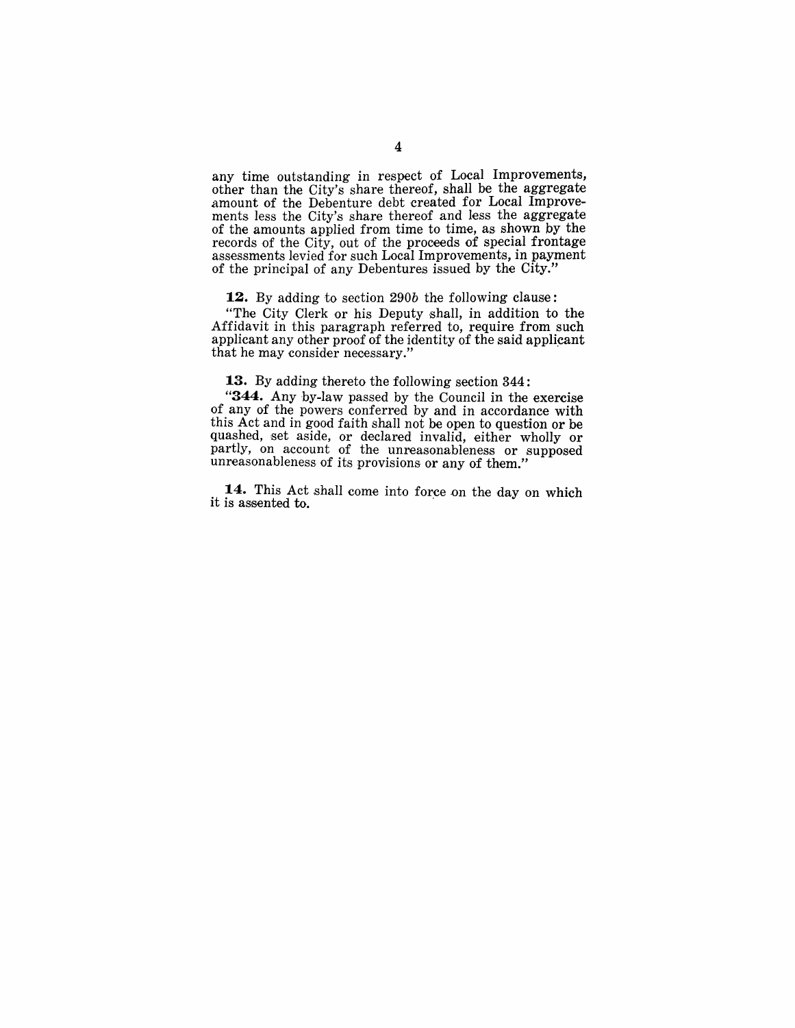any time outstanding in respect of Local Improvements, other than the City's share thereof, shall be the aggregate amount of the Debenture debt created for Local Improvements less the City's share thereof and less the aggregate of the amounts applied from time to time, as shown by the records of the City, out of the proceeds of special frontage assessments levied for such Local Improvements, in payment of the principal of any Debentures issued by the City."

**12.** By adding to section 290*b* the following clause:

"The City Clerk or his Deputy shall, in addition to the Affidavit in this paragraph referred to, require from such applicant any other proof of the identity of the said applicant that he may consider necessary."

**13.** By adding thereto the following section 344:

"**344.** Any by-law passed by the Council in the exercise of any of the powers conferred by and in accordance with this Act and in good faith shall not be open to question or be quashed, set aside, or declared invalid, either wholly or partly, on account of the unreasonableness or supposed unreasonableness of its provisions or any of them."

**14.** This Act shall come into force on the day on which it is assented to.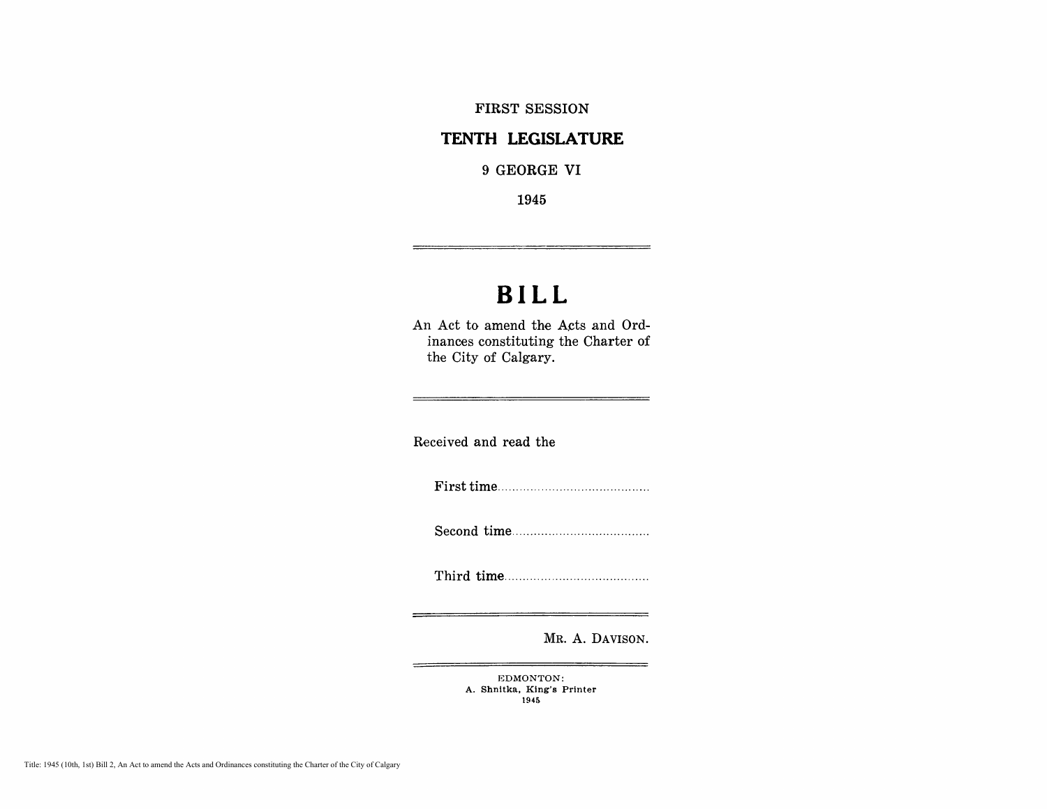FIRST SESSION

# TENTH LEGISLATURE

9 GEORGE VI

1945

# BILL

An Act to amend the Acts and Ordinances constituting the Charter of the City of Calgary.

Received and read the

First time.........................................

Second time.....................................

Third time.......................................

MR. A. DAVISON.

EDMONTON:
A. Shnitka, King's Printer
1945

Title: 1945 (10th, 1st) Bill 2, An Act to amend the Acts and Ordinances constituting the Charter of the City of Calgary